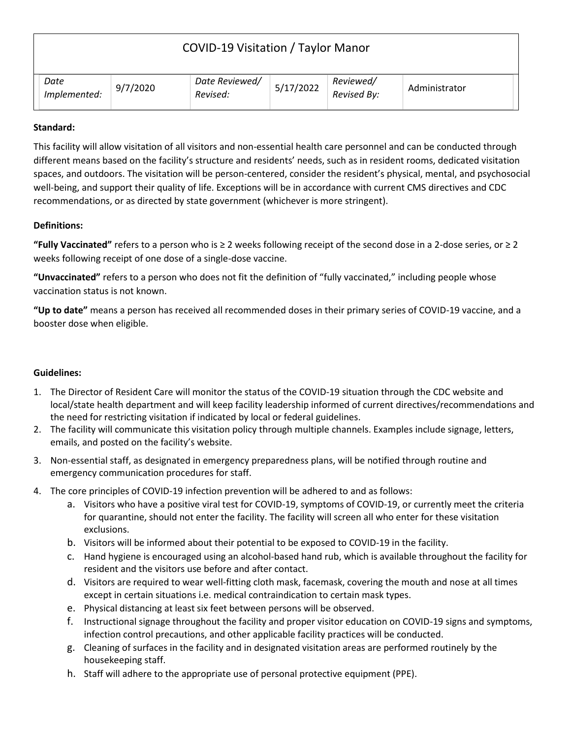# COVID-19 Visitation / Taylor Manor

| *Date Implemented:* | 9/7/2020 | *Date Reviewed/ Revised:* | 5/17/2022 | *Reviewed/ Revised By:* | Administrator |
|---|---|---|---|---|---|

**Standard:**

This facility will allow visitation of all visitors and non-essential health care personnel and can be conducted through different means based on the facility's structure and residents' needs, such as in resident rooms, dedicated visitation spaces, and outdoors. The visitation will be person-centered, consider the resident's physical, mental, and psychosocial well-being, and support their quality of life. Exceptions will be in accordance with current CMS directives and CDC recommendations, or as directed by state government (whichever is more stringent).

**Definitions:**

**"Fully Vaccinated"** refers to a person who is ≥ 2 weeks following receipt of the second dose in a 2-dose series, or ≥ 2 weeks following receipt of one dose of a single-dose vaccine.

**"Unvaccinated"** refers to a person who does not fit the definition of "fully vaccinated," including people whose vaccination status is not known.

**"Up to date"** means a person has received all recommended doses in their primary series of COVID-19 vaccine, and a booster dose when eligible.

**Guidelines:**

1. The Director of Resident Care will monitor the status of the COVID-19 situation through the CDC website and local/state health department and will keep facility leadership informed of current directives/recommendations and the need for restricting visitation if indicated by local or federal guidelines.
2. The facility will communicate this visitation policy through multiple channels. Examples include signage, letters, emails, and posted on the facility's website.
3. Non-essential staff, as designated in emergency preparedness plans, will be notified through routine and emergency communication procedures for staff.
4. The core principles of COVID-19 infection prevention will be adhered to and as follows:
    a. Visitors who have a positive viral test for COVID-19, symptoms of COVID-19, or currently meet the criteria for quarantine, should not enter the facility. The facility will screen all who enter for these visitation exclusions.
    b. Visitors will be informed about their potential to be exposed to COVID-19 in the facility.
    c. Hand hygiene is encouraged using an alcohol-based hand rub, which is available throughout the facility for resident and the visitors use before and after contact.
    d. Visitors are required to wear well-fitting cloth mask, facemask, covering the mouth and nose at all times except in certain situations i.e. medical contraindication to certain mask types.
    e. Physical distancing at least six feet between persons will be observed.
    f. Instructional signage throughout the facility and proper visitor education on COVID-19 signs and symptoms, infection control precautions, and other applicable facility practices will be conducted.
    g. Cleaning of surfaces in the facility and in designated visitation areas are performed routinely by the housekeeping staff.
    h. Staff will adhere to the appropriate use of personal protective equipment (PPE).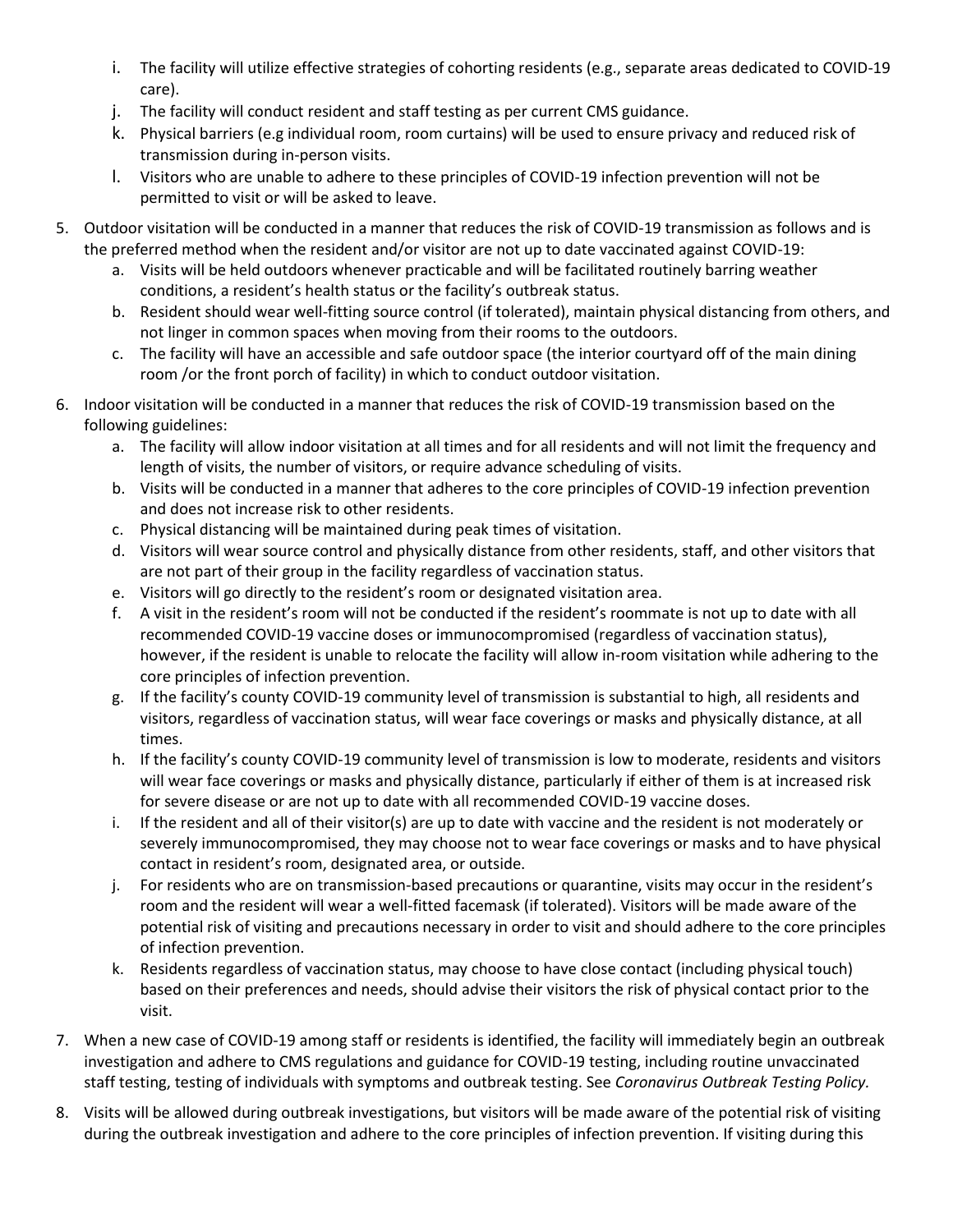i. The facility will utilize effective strategies of cohorting residents (e.g., separate areas dedicated to COVID-19 care).
   j. The facility will conduct resident and staff testing as per current CMS guidance.
   k. Physical barriers (e.g individual room, room curtains) will be used to ensure privacy and reduced risk of transmission during in-person visits.
   l. Visitors who are unable to adhere to these principles of COVID-19 infection prevention will not be permitted to visit or will be asked to leave.

5. Outdoor visitation will be conducted in a manner that reduces the risk of COVID-19 transmission as follows and is the preferred method when the resident and/or visitor are not up to date vaccinated against COVID-19:
   a. Visits will be held outdoors whenever practicable and will be facilitated routinely barring weather conditions, a resident's health status or the facility's outbreak status.
   b. Resident should wear well-fitting source control (if tolerated), maintain physical distancing from others, and not linger in common spaces when moving from their rooms to the outdoors.
   c. The facility will have an accessible and safe outdoor space (the interior courtyard off of the main dining room /or the front porch of facility) in which to conduct outdoor visitation.

6. Indoor visitation will be conducted in a manner that reduces the risk of COVID-19 transmission based on the following guidelines:
   a. The facility will allow indoor visitation at all times and for all residents and will not limit the frequency and length of visits, the number of visitors, or require advance scheduling of visits.
   b. Visits will be conducted in a manner that adheres to the core principles of COVID-19 infection prevention and does not increase risk to other residents.
   c. Physical distancing will be maintained during peak times of visitation.
   d. Visitors will wear source control and physically distance from other residents, staff, and other visitors that are not part of their group in the facility regardless of vaccination status.
   e. Visitors will go directly to the resident's room or designated visitation area.
   f. A visit in the resident's room will not be conducted if the resident's roommate is not up to date with all recommended COVID-19 vaccine doses or immunocompromised (regardless of vaccination status), however, if the resident is unable to relocate the facility will allow in-room visitation while adhering to the core principles of infection prevention.
   g. If the facility's county COVID-19 community level of transmission is substantial to high, all residents and visitors, regardless of vaccination status, will wear face coverings or masks and physically distance, at all times.
   h. If the facility's county COVID-19 community level of transmission is low to moderate, residents and visitors will wear face coverings or masks and physically distance, particularly if either of them is at increased risk for severe disease or are not up to date with all recommended COVID-19 vaccine doses.
   i. If the resident and all of their visitor(s) are up to date with vaccine and the resident is not moderately or severely immunocompromised, they may choose not to wear face coverings or masks and to have physical contact in resident's room, designated area, or outside.
   j. For residents who are on transmission-based precautions or quarantine, visits may occur in the resident's room and the resident will wear a well-fitted facemask (if tolerated). Visitors will be made aware of the potential risk of visiting and precautions necessary in order to visit and should adhere to the core principles of infection prevention.
   k. Residents regardless of vaccination status, may choose to have close contact (including physical touch) based on their preferences and needs, should advise their visitors the risk of physical contact prior to the visit.

7. When a new case of COVID-19 among staff or residents is identified, the facility will immediately begin an outbreak investigation and adhere to CMS regulations and guidance for COVID-19 testing, including routine unvaccinated staff testing, testing of individuals with symptoms and outbreak testing. See *Coronavirus Outbreak Testing Policy.*

8. Visits will be allowed during outbreak investigations, but visitors will be made aware of the potential risk of visiting during the outbreak investigation and adhere to the core principles of infection prevention. If visiting during this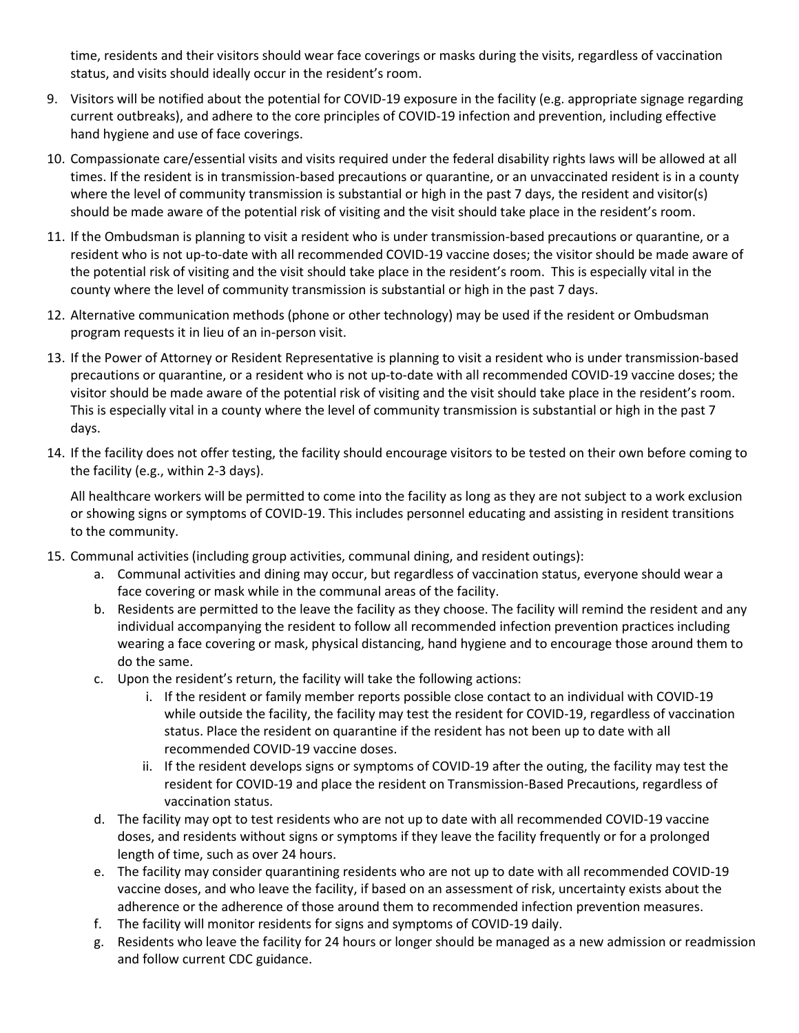time, residents and their visitors should wear face coverings or masks during the visits, regardless of vaccination status, and visits should ideally occur in the resident's room.

9. Visitors will be notified about the potential for COVID-19 exposure in the facility (e.g. appropriate signage regarding current outbreaks), and adhere to the core principles of COVID-19 infection and prevention, including effective hand hygiene and use of face coverings.
10. Compassionate care/essential visits and visits required under the federal disability rights laws will be allowed at all times. If the resident is in transmission-based precautions or quarantine, or an unvaccinated resident is in a county where the level of community transmission is substantial or high in the past 7 days, the resident and visitor(s) should be made aware of the potential risk of visiting and the visit should take place in the resident's room.
11. If the Ombudsman is planning to visit a resident who is under transmission-based precautions or quarantine, or a resident who is not up-to-date with all recommended COVID-19 vaccine doses; the visitor should be made aware of the potential risk of visiting and the visit should take place in the resident's room. This is especially vital in the county where the level of community transmission is substantial or high in the past 7 days.
12. Alternative communication methods (phone or other technology) may be used if the resident or Ombudsman program requests it in lieu of an in-person visit.
13. If the Power of Attorney or Resident Representative is planning to visit a resident who is under transmission-based precautions or quarantine, or a resident who is not up-to-date with all recommended COVID-19 vaccine doses; the visitor should be made aware of the potential risk of visiting and the visit should take place in the resident's room. This is especially vital in a county where the level of community transmission is substantial or high in the past 7 days.
14. If the facility does not offer testing, the facility should encourage visitors to be tested on their own before coming to the facility (e.g., within 2-3 days).

    All healthcare workers will be permitted to come into the facility as long as they are not subject to a work exclusion or showing signs or symptoms of COVID-19. This includes personnel educating and assisting in resident transitions to the community.

15. Communal activities (including group activities, communal dining, and resident outings):
    a. Communal activities and dining may occur, but regardless of vaccination status, everyone should wear a face covering or mask while in the communal areas of the facility.
    b. Residents are permitted to the leave the facility as they choose. The facility will remind the resident and any individual accompanying the resident to follow all recommended infection prevention practices including wearing a face covering or mask, physical distancing, hand hygiene and to encourage those around them to do the same.
    c. Upon the resident's return, the facility will take the following actions:
        i. If the resident or family member reports possible close contact to an individual with COVID-19 while outside the facility, the facility may test the resident for COVID-19, regardless of vaccination status. Place the resident on quarantine if the resident has not been up to date with all recommended COVID-19 vaccine doses.
        ii. If the resident develops signs or symptoms of COVID-19 after the outing, the facility may test the resident for COVID-19 and place the resident on Transmission-Based Precautions, regardless of vaccination status.
    d. The facility may opt to test residents who are not up to date with all recommended COVID-19 vaccine doses, and residents without signs or symptoms if they leave the facility frequently or for a prolonged length of time, such as over 24 hours.
    e. The facility may consider quarantining residents who are not up to date with all recommended COVID-19 vaccine doses, and who leave the facility, if based on an assessment of risk, uncertainty exists about the adherence or the adherence of those around them to recommended infection prevention measures.
    f. The facility will monitor residents for signs and symptoms of COVID-19 daily.
    g. Residents who leave the facility for 24 hours or longer should be managed as a new admission or readmission and follow current CDC guidance.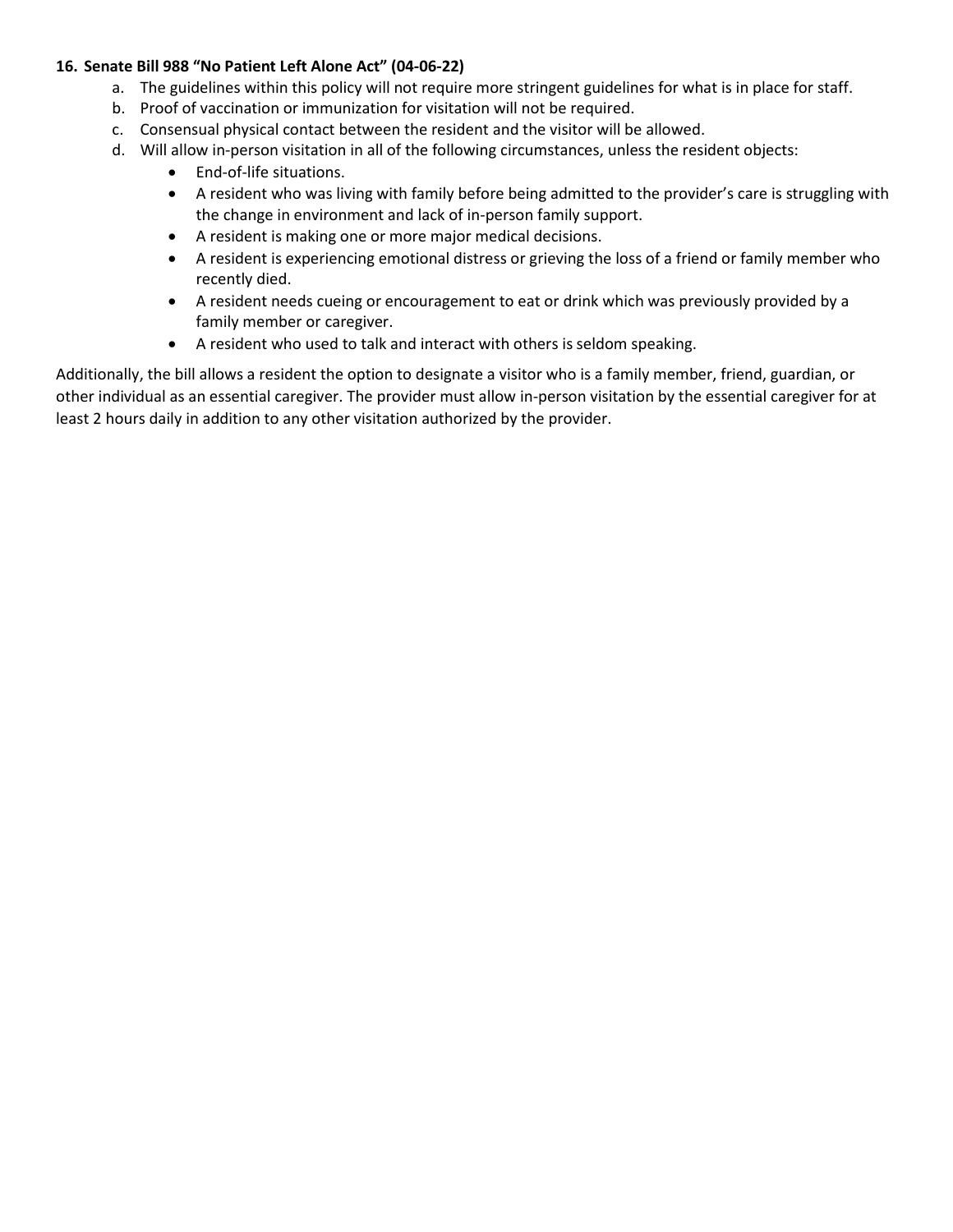**16. Senate Bill 988 "No Patient Left Alone Act" (04-06-22)**

a. The guidelines within this policy will not require more stringent guidelines for what is in place for staff.
b. Proof of vaccination or immunization for visitation will not be required.
c. Consensual physical contact between the resident and the visitor will be allowed.
d. Will allow in-person visitation in all of the following circumstances, unless the resident objects:
    - End-of-life situations.
    - A resident who was living with family before being admitted to the provider's care is struggling with the change in environment and lack of in-person family support.
    - A resident is making one or more major medical decisions.
    - A resident is experiencing emotional distress or grieving the loss of a friend or family member who recently died.
    - A resident needs cueing or encouragement to eat or drink which was previously provided by a family member or caregiver.
    - A resident who used to talk and interact with others is seldom speaking.

Additionally, the bill allows a resident the option to designate a visitor who is a family member, friend, guardian, or other individual as an essential caregiver. The provider must allow in-person visitation by the essential caregiver for at least 2 hours daily in addition to any other visitation authorized by the provider.